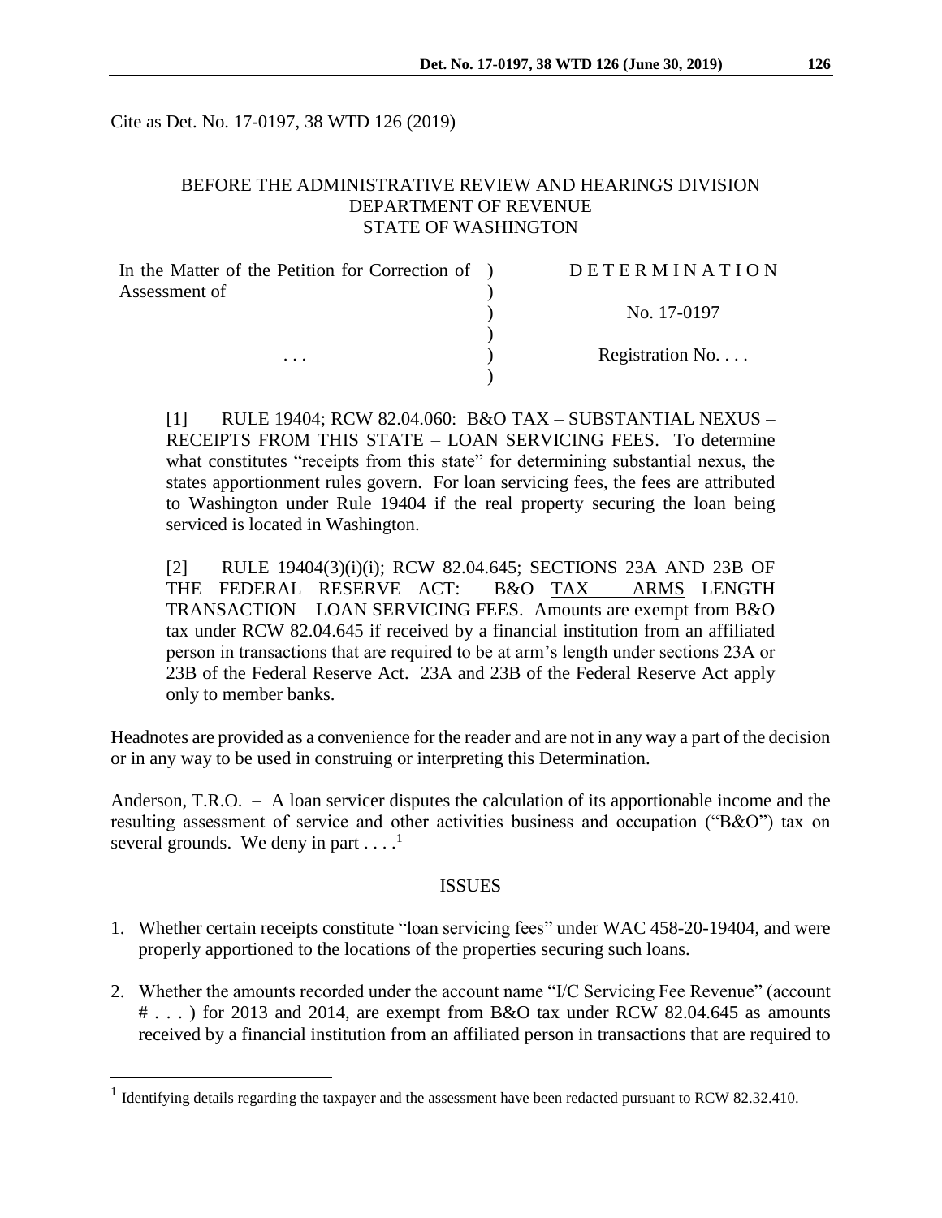Cite as Det. No. 17-0197, 38 WTD 126 (2019)

BEFORE THE ADMINISTRATIVE REVIEW AND HEARINGS DIVISION
DEPARTMENT OF REVENUE
STATE OF WASHINGTON

| | | |
|---|---|---|
| In the Matter of the Petition for Correction of Assessment of | ) | DETERMINATION |
| | ) | No. 17-0197 |
| . . . | ) | Registration No. . . . |

[1] RULE 19404; RCW 82.04.060: B&O TAX – SUBSTANTIAL NEXUS – RECEIPTS FROM THIS STATE – LOAN SERVICING FEES. To determine what constitutes "receipts from this state" for determining substantial nexus, the states apportionment rules govern. For loan servicing fees, the fees are attributed to Washington under Rule 19404 if the real property securing the loan being serviced is located in Washington.

[2] RULE 19404(3)(i)(i); RCW 82.04.645; SECTIONS 23A AND 23B OF THE FEDERAL RESERVE ACT: B&O TAX – ARMS LENGTH TRANSACTION – LOAN SERVICING FEES. Amounts are exempt from B&O tax under RCW 82.04.645 if received by a financial institution from an affiliated person in transactions that are required to be at arm's length under sections 23A or 23B of the Federal Reserve Act. 23A and 23B of the Federal Reserve Act apply only to member banks.

Headnotes are provided as a convenience for the reader and are not in any way a part of the decision or in any way to be used in construing or interpreting this Determination.

Anderson, T.R.O. – A loan servicer disputes the calculation of its apportionable income and the resulting assessment of service and other activities business and occupation ("B&O") tax on several grounds. We deny in part . . . .[1]

## ISSUES

1. Whether certain receipts constitute "loan servicing fees" under WAC 458-20-19404, and were properly apportioned to the locations of the properties securing such loans.

2. Whether the amounts recorded under the account name "I/C Servicing Fee Revenue" (account # . . . ) for 2013 and 2014, are exempt from B&O tax under RCW 82.04.645 as amounts received by a financial institution from an affiliated person in transactions that are required to

[1] Identifying details regarding the taxpayer and the assessment have been redacted pursuant to RCW 82.32.410.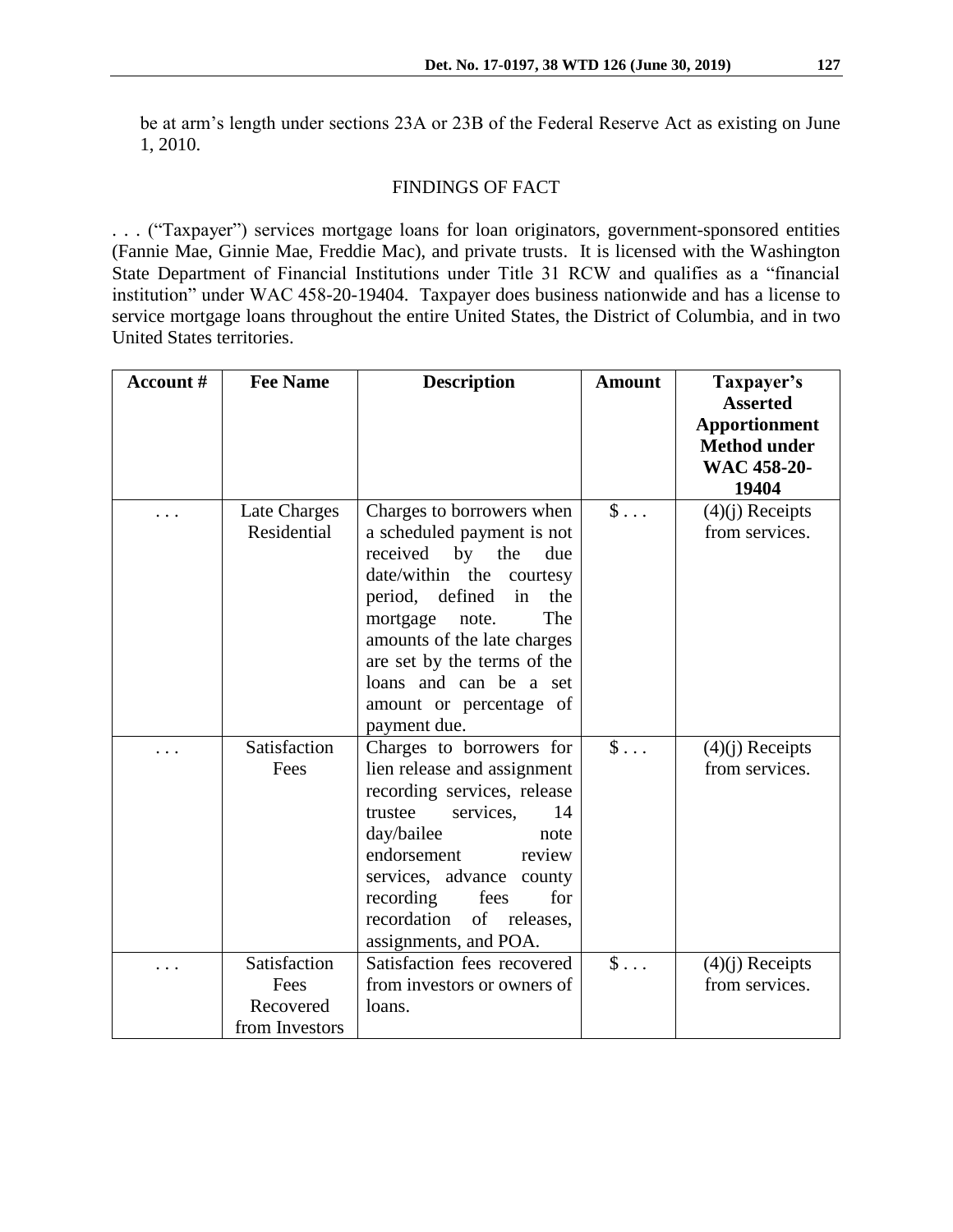be at arm's length under sections 23A or 23B of the Federal Reserve Act as existing on June 1, 2010.

## FINDINGS OF FACT

. . . ("Taxpayer") services mortgage loans for loan originators, government-sponsored entities (Fannie Mae, Ginnie Mae, Freddie Mac), and private trusts. It is licensed with the Washington State Department of Financial Institutions under Title 31 RCW and qualifies as a "financial institution" under WAC 458-20-19404. Taxpayer does business nationwide and has a license to service mortgage loans throughout the entire United States, the District of Columbia, and in two United States territories.

| Account # | Fee Name | Description | Amount | Taxpayer's Asserted Apportionment Method under WAC 458-20-19404 |
|---|---|---|---|---|
| . . . | Late Charges Residential | Charges to borrowers when a scheduled payment is not received by the due date/within the courtesy period, defined in the mortgage note. The amounts of the late charges are set by the terms of the loans and can be a set amount or percentage of payment due. | $ . . . | (4)(j) Receipts from services. |
| . . . | Satisfaction Fees | Charges to borrowers for lien release and assignment recording services, release trustee services, 14 day/bailee note endorsement review services, advance county recording fees for recordation of releases, assignments, and POA. | $ . . . | (4)(j) Receipts from services. |
| . . . | Satisfaction Fees Recovered from Investors | Satisfaction fees recovered from investors or owners of loans. | $ . . . | (4)(j) Receipts from services. |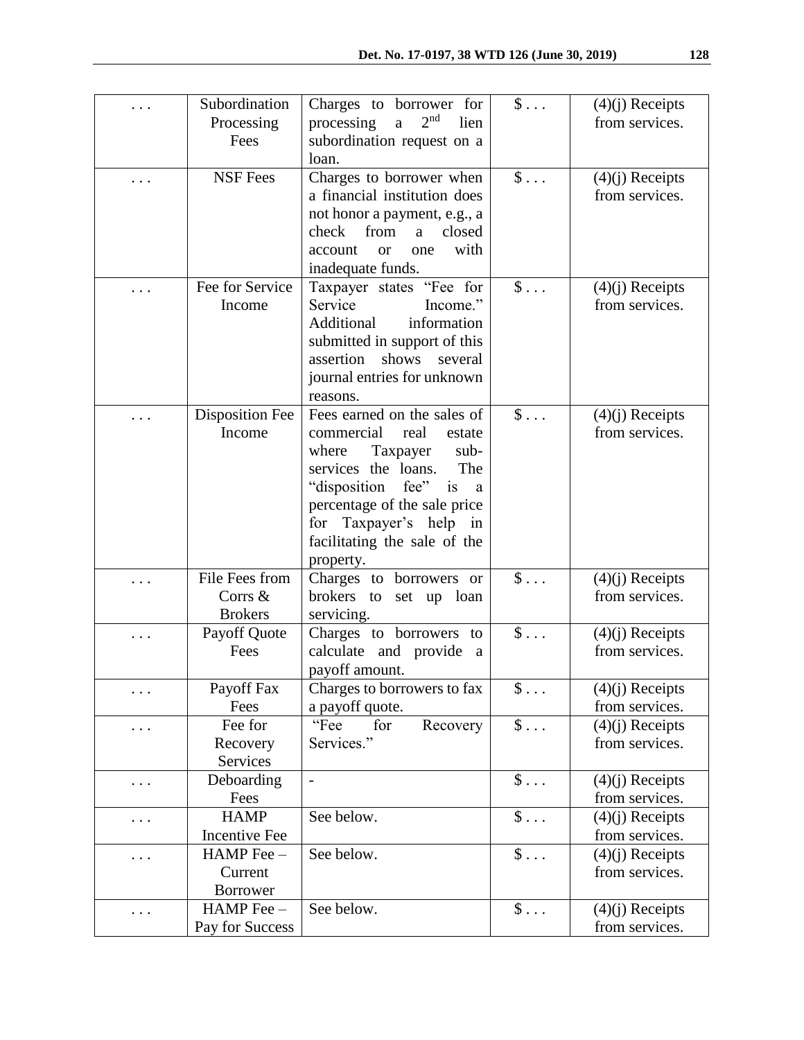| | | | | |
|---|---|---|---|---|
| . . . | Subordination Processing Fees | Charges to borrower for processing a 2nd lien subordination request on a loan. | $ . . . | (4)(j) Receipts from services. |
| . . . | NSF Fees | Charges to borrower when a financial institution does not honor a payment, e.g., a check from a closed account or one with inadequate funds. | $ . . . | (4)(j) Receipts from services. |
| . . . | Fee for Service Income | Taxpayer states "Fee for Service Income." Additional information submitted in support of this assertion shows several journal entries for unknown reasons. | $ . . . | (4)(j) Receipts from services. |
| . . . | Disposition Fee Income | Fees earned on the sales of commercial real estate where Taxpayer sub-services the loans. The "disposition fee" is a percentage of the sale price for Taxpayer's help in facilitating the sale of the property. | $ . . . | (4)(j) Receipts from services. |
| . . . | File Fees from Corrs & Brokers | Charges to borrowers or brokers to set up loan servicing. | $ . . . | (4)(j) Receipts from services. |
| . . . | Payoff Quote Fees | Charges to borrowers to calculate and provide a payoff amount. | $ . . . | (4)(j) Receipts from services. |
| . . . | Payoff Fax Fees | Charges to borrowers to fax a payoff quote. | $ . . . | (4)(j) Receipts from services. |
| . . . | Fee for Recovery Services | "Fee for Recovery Services." | $ . . . | (4)(j) Receipts from services. |
| . . . | Deboarding Fees | - | $ . . . | (4)(j) Receipts from services. |
| . . . | HAMP Incentive Fee | See below. | $ . . . | (4)(j) Receipts from services. |
| . . . | HAMP Fee – Current Borrower | See below. | $ . . . | (4)(j) Receipts from services. |
| . . . | HAMP Fee – Pay for Success | See below. | $ . . . | (4)(j) Receipts from services. |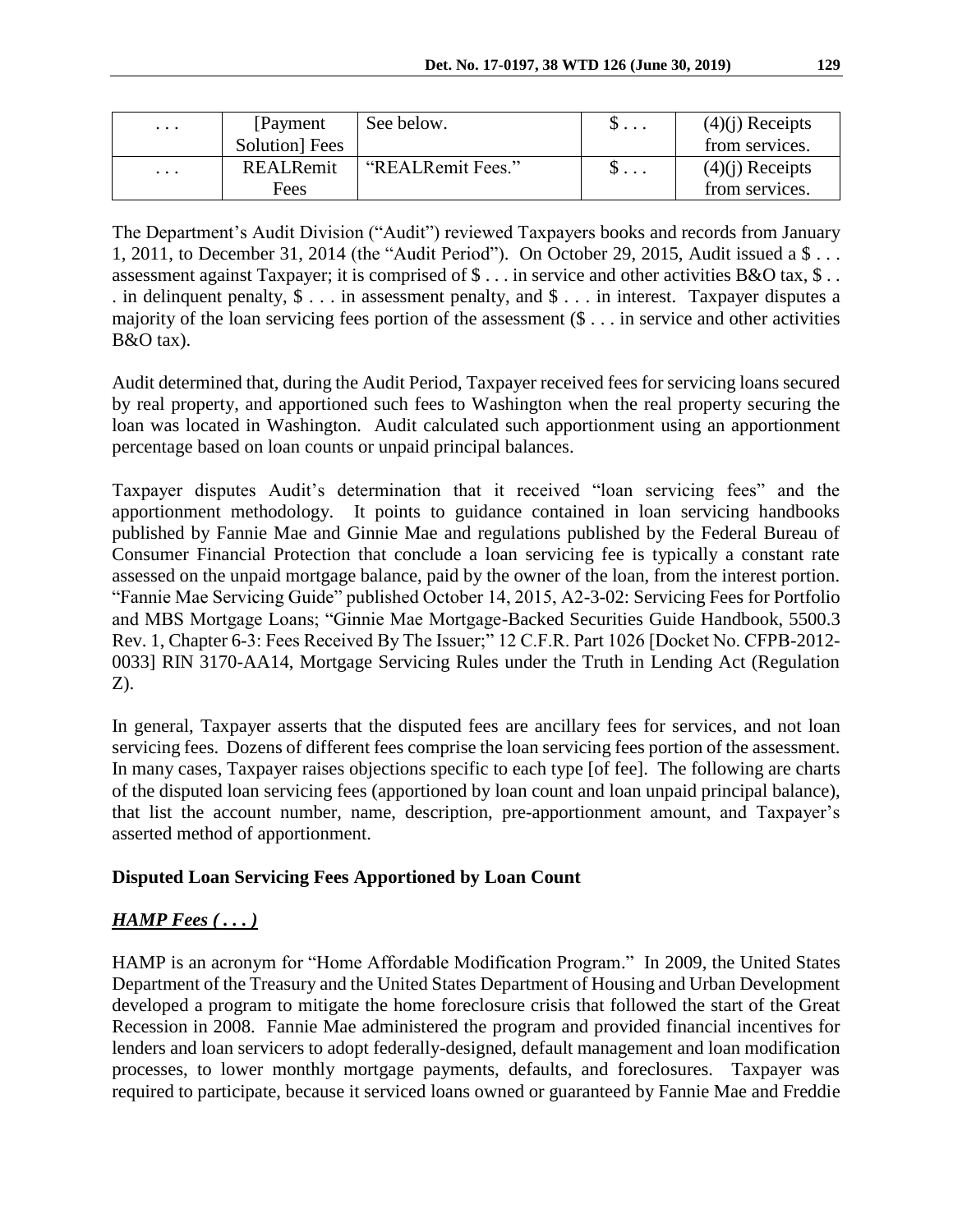| . . . | [Payment Solution] Fees | See below. | $ . . . | (4)(j) Receipts from services. |
|---|---|---|---|---|
| . . . | REALRemit Fees | "REALRemit Fees." | $ . . . | (4)(j) Receipts from services. |

The Department's Audit Division ("Audit") reviewed Taxpayers books and records from January 1, 2011, to December 31, 2014 (the "Audit Period"). On October 29, 2015, Audit issued a $ . . . assessment against Taxpayer; it is comprised of $ . . . in service and other activities B&O tax, $ . . . in delinquent penalty, $ . . . in assessment penalty, and $ . . . in interest. Taxpayer disputes a majority of the loan servicing fees portion of the assessment ($ . . . in service and other activities B&O tax).

Audit determined that, during the Audit Period, Taxpayer received fees for servicing loans secured by real property, and apportioned such fees to Washington when the real property securing the loan was located in Washington. Audit calculated such apportionment using an apportionment percentage based on loan counts or unpaid principal balances.

Taxpayer disputes Audit's determination that it received "loan servicing fees" and the apportionment methodology. It points to guidance contained in loan servicing handbooks published by Fannie Mae and Ginnie Mae and regulations published by the Federal Bureau of Consumer Financial Protection that conclude a loan servicing fee is typically a constant rate assessed on the unpaid mortgage balance, paid by the owner of the loan, from the interest portion. "Fannie Mae Servicing Guide" published October 14, 2015, A2-3-02: Servicing Fees for Portfolio and MBS Mortgage Loans; "Ginnie Mae Mortgage-Backed Securities Guide Handbook, 5500.3 Rev. 1, Chapter 6-3: Fees Received By The Issuer;" 12 C.F.R. Part 1026 [Docket No. CFPB-2012-0033] RIN 3170-AA14, Mortgage Servicing Rules under the Truth in Lending Act (Regulation Z).

In general, Taxpayer asserts that the disputed fees are ancillary fees for services, and not loan servicing fees. Dozens of different fees comprise the loan servicing fees portion of the assessment. In many cases, Taxpayer raises objections specific to each type [of fee]. The following are charts of the disputed loan servicing fees (apportioned by loan count and loan unpaid principal balance), that list the account number, name, description, pre-apportionment amount, and Taxpayer's asserted method of apportionment.

**Disputed Loan Servicing Fees Apportioned by Loan Count**

***HAMP Fees ( . . . )***

HAMP is an acronym for "Home Affordable Modification Program." In 2009, the United States Department of the Treasury and the United States Department of Housing and Urban Development developed a program to mitigate the home foreclosure crisis that followed the start of the Great Recession in 2008. Fannie Mae administered the program and provided financial incentives for lenders and loan servicers to adopt federally-designed, default management and loan modification processes, to lower monthly mortgage payments, defaults, and foreclosures. Taxpayer was required to participate, because it serviced loans owned or guaranteed by Fannie Mae and Freddie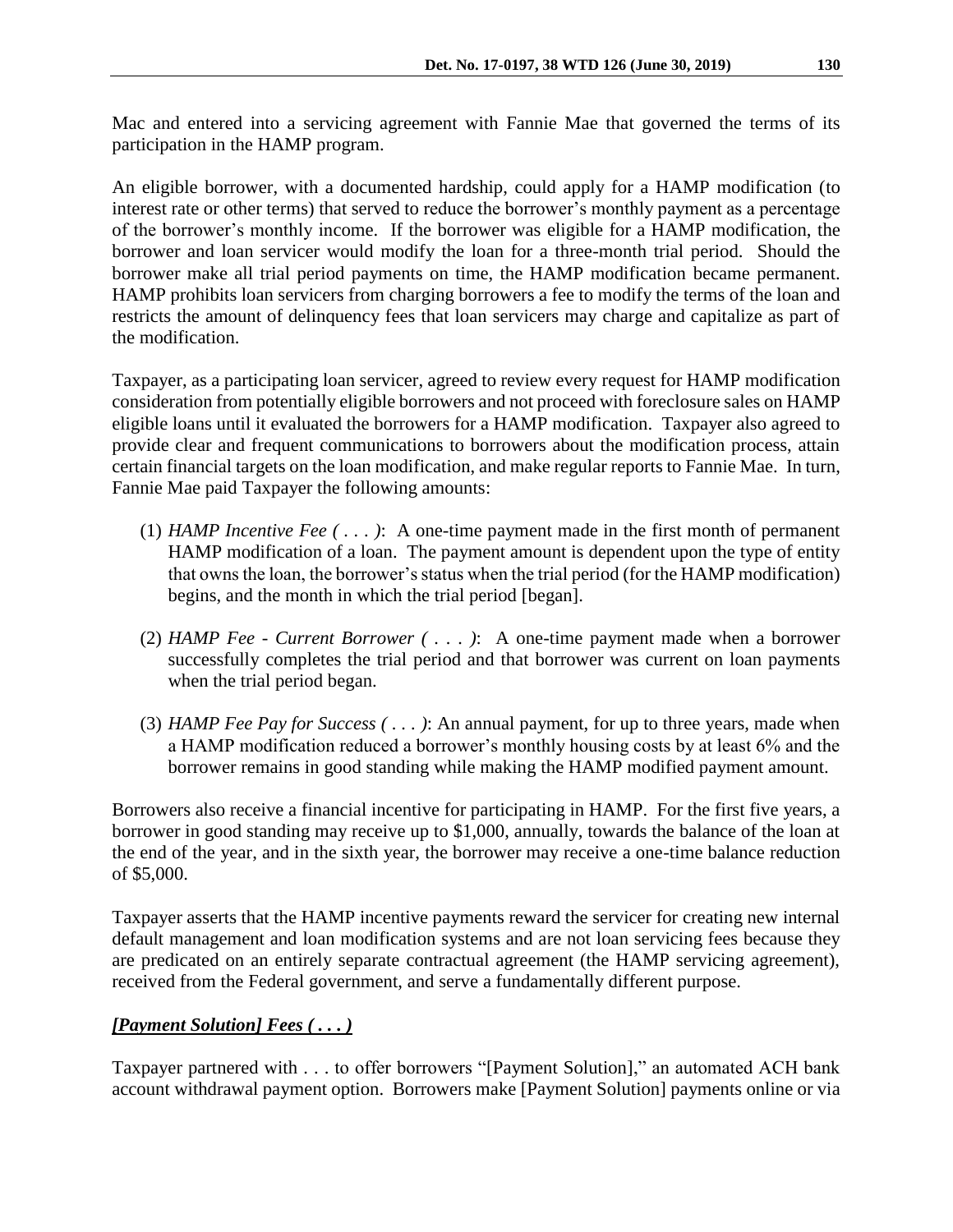Mac and entered into a servicing agreement with Fannie Mae that governed the terms of its participation in the HAMP program.

An eligible borrower, with a documented hardship, could apply for a HAMP modification (to interest rate or other terms) that served to reduce the borrower's monthly payment as a percentage of the borrower's monthly income. If the borrower was eligible for a HAMP modification, the borrower and loan servicer would modify the loan for a three-month trial period. Should the borrower make all trial period payments on time, the HAMP modification became permanent. HAMP prohibits loan servicers from charging borrowers a fee to modify the terms of the loan and restricts the amount of delinquency fees that loan servicers may charge and capitalize as part of the modification.

Taxpayer, as a participating loan servicer, agreed to review every request for HAMP modification consideration from potentially eligible borrowers and not proceed with foreclosure sales on HAMP eligible loans until it evaluated the borrowers for a HAMP modification. Taxpayer also agreed to provide clear and frequent communications to borrowers about the modification process, attain certain financial targets on the loan modification, and make regular reports to Fannie Mae. In turn, Fannie Mae paid Taxpayer the following amounts:

(1) *HAMP Incentive Fee ( . . . )*: A one-time payment made in the first month of permanent HAMP modification of a loan. The payment amount is dependent upon the type of entity that owns the loan, the borrower's status when the trial period (for the HAMP modification) begins, and the month in which the trial period [began].

(2) *HAMP Fee - Current Borrower ( . . . )*: A one-time payment made when a borrower successfully completes the trial period and that borrower was current on loan payments when the trial period began.

(3) *HAMP Fee Pay for Success ( . . . )*: An annual payment, for up to three years, made when a HAMP modification reduced a borrower's monthly housing costs by at least 6% and the borrower remains in good standing while making the HAMP modified payment amount.

Borrowers also receive a financial incentive for participating in HAMP. For the first five years, a borrower in good standing may receive up to $1,000, annually, towards the balance of the loan at the end of the year, and in the sixth year, the borrower may receive a one-time balance reduction of $5,000.

Taxpayer asserts that the HAMP incentive payments reward the servicer for creating new internal default management and loan modification systems and are not loan servicing fees because they are predicated on an entirely separate contractual agreement (the HAMP servicing agreement), received from the Federal government, and serve a fundamentally different purpose.

***[Payment Solution] Fees ( . . . )***

Taxpayer partnered with . . . to offer borrowers "[Payment Solution]," an automated ACH bank account withdrawal payment option. Borrowers make [Payment Solution] payments online or via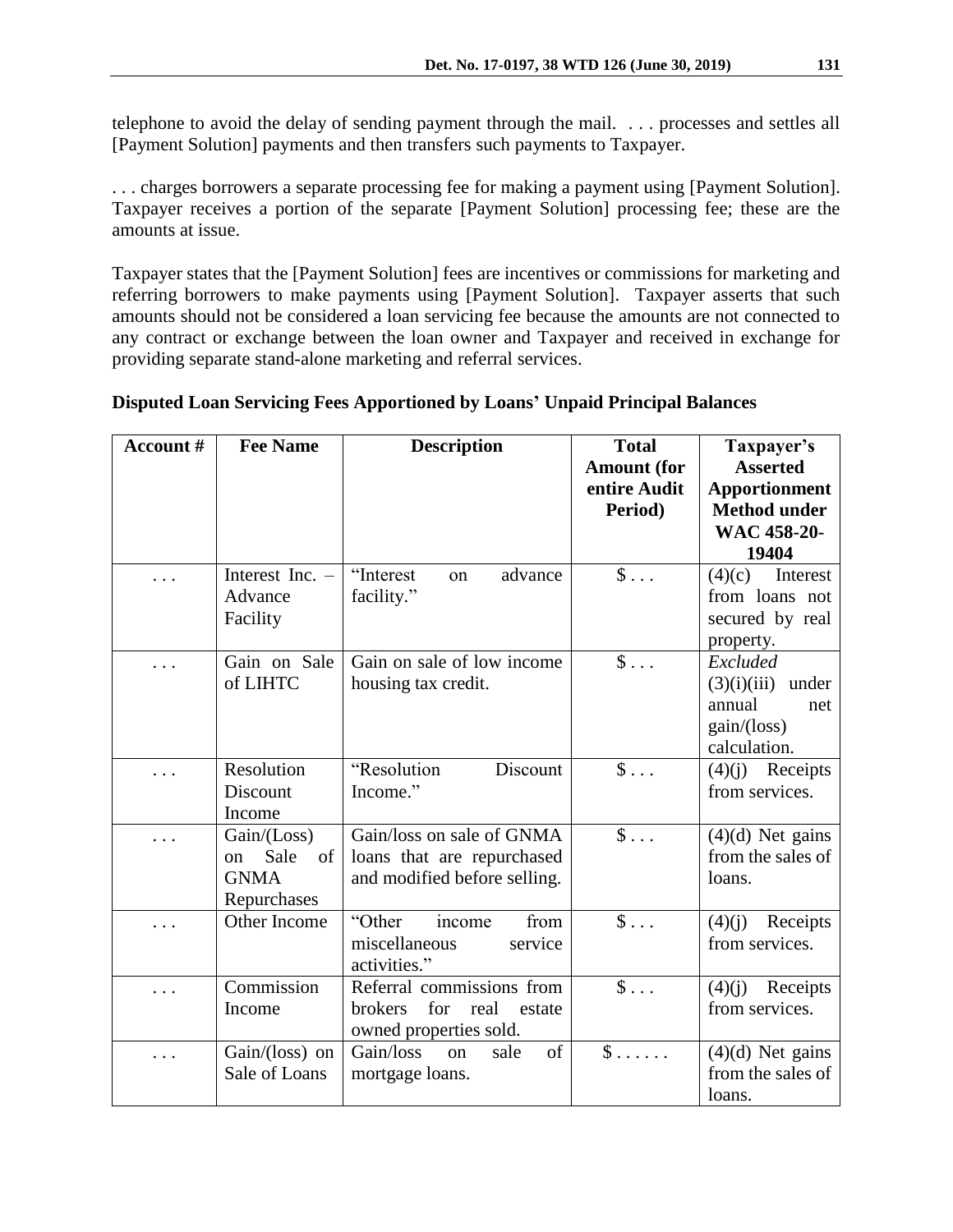telephone to avoid the delay of sending payment through the mail. . . . processes and settles all [Payment Solution] payments and then transfers such payments to Taxpayer.

. . . charges borrowers a separate processing fee for making a payment using [Payment Solution]. Taxpayer receives a portion of the separate [Payment Solution] processing fee; these are the amounts at issue.

Taxpayer states that the [Payment Solution] fees are incentives or commissions for marketing and referring borrowers to make payments using [Payment Solution]. Taxpayer asserts that such amounts should not be considered a loan servicing fee because the amounts are not connected to any contract or exchange between the loan owner and Taxpayer and received in exchange for providing separate stand-alone marketing and referral services.

**Disputed Loan Servicing Fees Apportioned by Loans' Unpaid Principal Balances**

| Account # | Fee Name | Description | Total Amount (for entire Audit Period) | Taxpayer's Asserted Apportionment Method under WAC 458-20-19404 |
|---|---|---|---|---|
| . . . | Interest Inc. – Advance Facility | "Interest on advance facility." | $ . . . | (4)(c) Interest from loans not secured by real property. |
| . . . | Gain on Sale of LIHTC | Gain on sale of low income housing tax credit. | $ . . . | *Excluded* (3)(i)(iii) under annual net gain/(loss) calculation. |
| . . . | Resolution Discount Income | "Resolution Discount Income." | $ . . . | (4)(j) Receipts from services. |
| . . . | Gain/(Loss) on Sale of GNMA Repurchases | Gain/loss on sale of GNMA loans that are repurchased and modified before selling. | $ . . . | (4)(d) Net gains from the sales of loans. |
| . . . | Other Income | "Other income from miscellaneous service activities." | $ . . . | (4)(j) Receipts from services. |
| . . . | Commission Income | Referral commissions from brokers for real estate owned properties sold. | $ . . . | (4)(j) Receipts from services. |
| . . . | Gain/(loss) on Sale of Loans | Gain/loss on sale of mortgage loans. | $ . . . . . . | (4)(d) Net gains from the sales of loans. |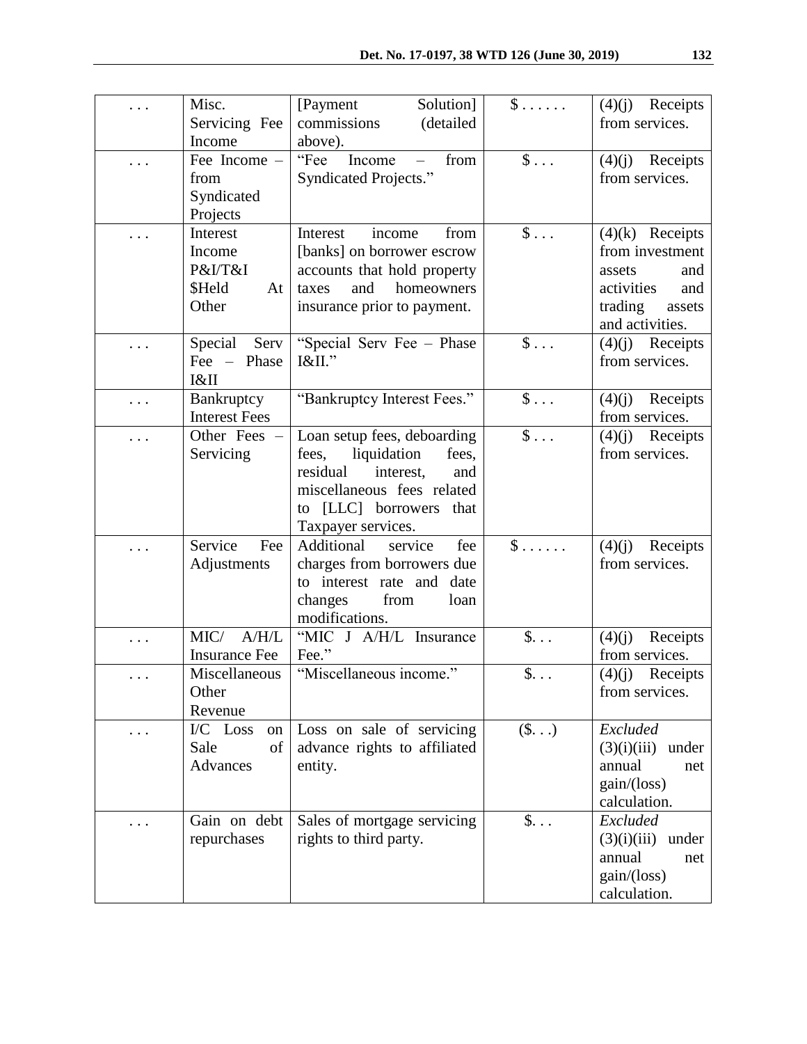| . . . | Misc. Servicing Fee Income | [Payment Solution] commissions (detailed above). | $ . . . . . . | (4)(j) Receipts from services. |
|---|---|---|---|---|
| . . . | Fee Income – from Syndicated Projects | "Fee Income – from Syndicated Projects." | $ . . . | (4)(j) Receipts from services. |
| . . . | Interest Income P&I/T&I $Held At Other | Interest income from [banks] on borrower escrow accounts that hold property taxes and homeowners insurance prior to payment. | $ . . . | (4)(k) Receipts from investment assets and activities and trading assets and activities. |
| . . . | Special Serv Fee – Phase I&II | "Special Serv Fee – Phase I&II." | $ . . . | (4)(j) Receipts from services. |
| . . . | Bankruptcy Interest Fees | "Bankruptcy Interest Fees." | $ . . . | (4)(j) Receipts from services. |
| . . . | Other Fees – Servicing | Loan setup fees, deboarding fees, liquidation fees, residual interest, and miscellaneous fees related to [LLC] borrowers that Taxpayer services. | $ . . . | (4)(j) Receipts from services. |
| . . . | Service Fee Adjustments | Additional service fee charges from borrowers due to interest rate and date changes from loan modifications. | $ . . . . . . | (4)(j) Receipts from services. |
| . . . | MIC/ A/H/L Insurance Fee | "MIC J A/H/L Insurance Fee." | $. . . | (4)(j) Receipts from services. |
| . . . | Miscellaneous Other Revenue | "Miscellaneous income." | $. . . | (4)(j) Receipts from services. |
| . . . | I/C Loss on Sale of Advances | Loss on sale of servicing advance rights to affiliated entity. | ($. . .) | *Excluded* (3)(i)(iii) under annual net gain/(loss) calculation. |
| . . . | Gain on debt repurchases | Sales of mortgage servicing rights to third party. | $. . . | *Excluded* (3)(i)(iii) under annual net gain/(loss) calculation. |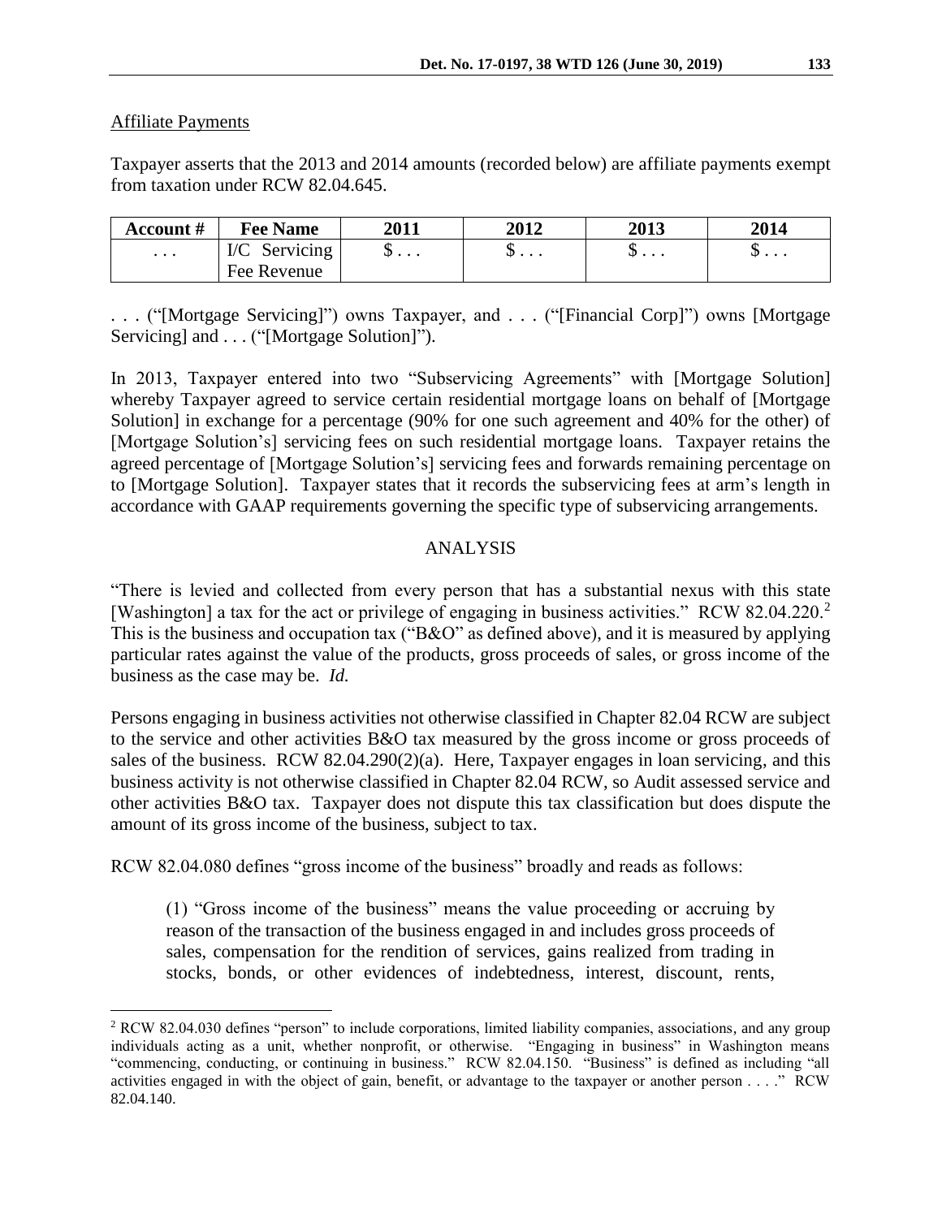Affiliate Payments

Taxpayer asserts that the 2013 and 2014 amounts (recorded below) are affiliate payments exempt from taxation under RCW 82.04.645.

| Account # | Fee Name | 2011 | 2012 | 2013 | 2014 |
|---|---|---|---|---|---|
| . . . | I/C Servicing Fee Revenue | $ . . . | $ . . . | $ . . . | $ . . . |

. . . ("[Mortgage Servicing]") owns Taxpayer, and . . . ("[Financial Corp]") owns [Mortgage Servicing] and . . . ("[Mortgage Solution]").

In 2013, Taxpayer entered into two "Subservicing Agreements" with [Mortgage Solution] whereby Taxpayer agreed to service certain residential mortgage loans on behalf of [Mortgage Solution] in exchange for a percentage (90% for one such agreement and 40% for the other) of [Mortgage Solution's] servicing fees on such residential mortgage loans. Taxpayer retains the agreed percentage of [Mortgage Solution's] servicing fees and forwards remaining percentage on to [Mortgage Solution]. Taxpayer states that it records the subservicing fees at arm's length in accordance with GAAP requirements governing the specific type of subservicing arrangements.

## ANALYSIS

"There is levied and collected from every person that has a substantial nexus with this state [Washington] a tax for the act or privilege of engaging in business activities." RCW 82.04.220.[2] This is the business and occupation tax ("B&O" as defined above), and it is measured by applying particular rates against the value of the products, gross proceeds of sales, or gross income of the business as the case may be. *Id.*

Persons engaging in business activities not otherwise classified in Chapter 82.04 RCW are subject to the service and other activities B&O tax measured by the gross income or gross proceeds of sales of the business. RCW 82.04.290(2)(a). Here, Taxpayer engages in loan servicing, and this business activity is not otherwise classified in Chapter 82.04 RCW, so Audit assessed service and other activities B&O tax. Taxpayer does not dispute this tax classification but does dispute the amount of its gross income of the business, subject to tax.

RCW 82.04.080 defines "gross income of the business" broadly and reads as follows:

> (1) "Gross income of the business" means the value proceeding or accruing by reason of the transaction of the business engaged in and includes gross proceeds of sales, compensation for the rendition of services, gains realized from trading in stocks, bonds, or other evidences of indebtedness, interest, discount, rents,

[2] RCW 82.04.030 defines "person" to include corporations, limited liability companies, associations, and any group individuals acting as a unit, whether nonprofit, or otherwise. "Engaging in business" in Washington means "commencing, conducting, or continuing in business." RCW 82.04.150. "Business" is defined as including "all activities engaged in with the object of gain, benefit, or advantage to the taxpayer or another person . . . ." RCW 82.04.140.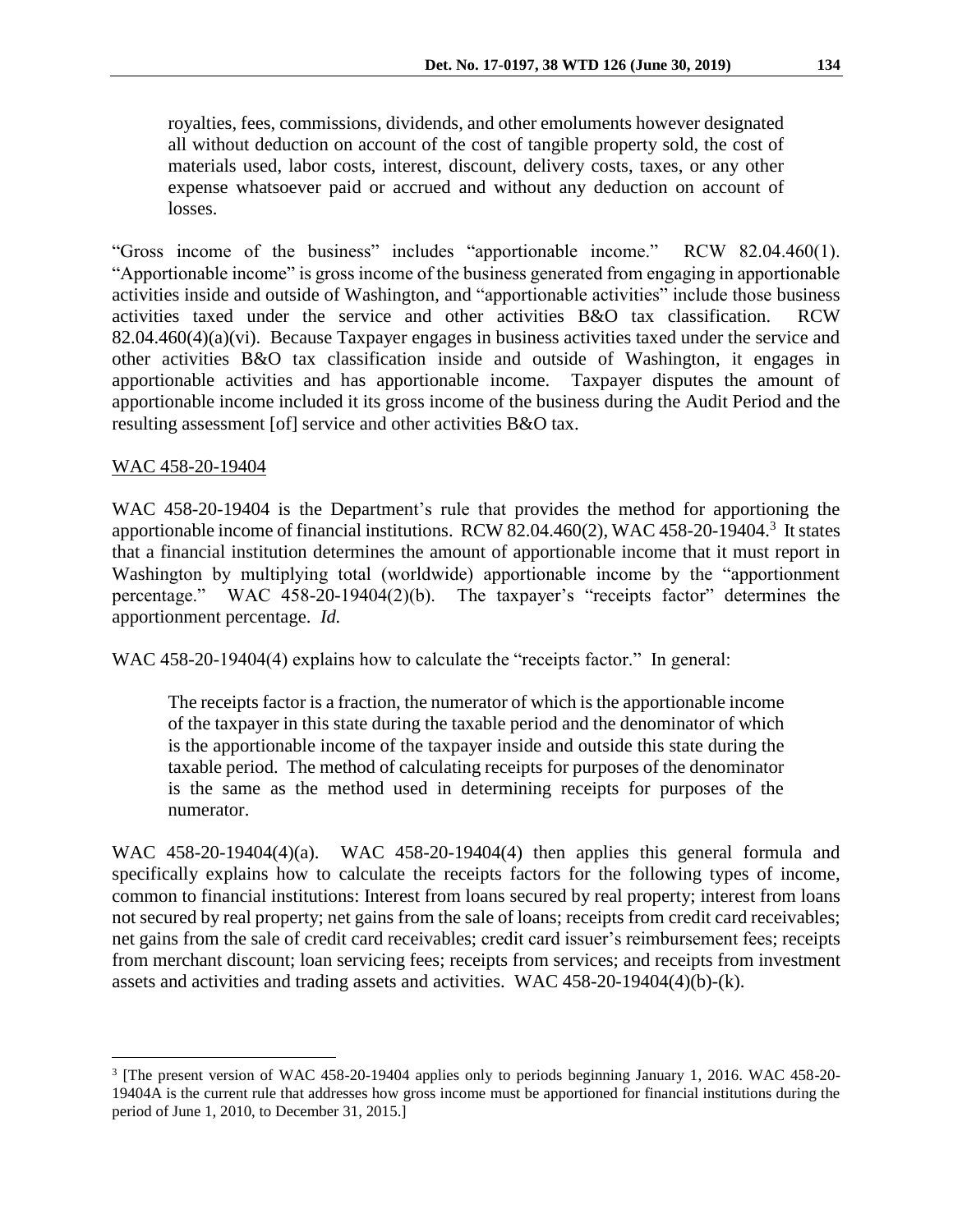> royalties, fees, commissions, dividends, and other emoluments however designated all without deduction on account of the cost of tangible property sold, the cost of materials used, labor costs, interest, discount, delivery costs, taxes, or any other expense whatsoever paid or accrued and without any deduction on account of losses.

"Gross income of the business" includes "apportionable income." RCW 82.04.460(1). "Apportionable income" is gross income of the business generated from engaging in apportionable activities inside and outside of Washington, and "apportionable activities" include those business activities taxed under the service and other activities B&O tax classification. RCW 82.04.460(4)(a)(vi). Because Taxpayer engages in business activities taxed under the service and other activities B&O tax classification inside and outside of Washington, it engages in apportionable activities and has apportionable income. Taxpayer disputes the amount of apportionable income included it its gross income of the business during the Audit Period and the resulting assessment [of] service and other activities B&O tax.

<u>WAC 458-20-19404</u>

WAC 458-20-19404 is the Department's rule that provides the method for apportioning the apportionable income of financial institutions. RCW 82.04.460(2), WAC 458-20-19404.[3] It states that a financial institution determines the amount of apportionable income that it must report in Washington by multiplying total (worldwide) apportionable income by the "apportionment percentage." WAC 458-20-19404(2)(b). The taxpayer's "receipts factor" determines the apportionment percentage. *Id.*

WAC 458-20-19404(4) explains how to calculate the "receipts factor." In general:

> The receipts factor is a fraction, the numerator of which is the apportionable income of the taxpayer in this state during the taxable period and the denominator of which is the apportionable income of the taxpayer inside and outside this state during the taxable period. The method of calculating receipts for purposes of the denominator is the same as the method used in determining receipts for purposes of the numerator.

WAC 458-20-19404(4)(a). WAC 458-20-19404(4) then applies this general formula and specifically explains how to calculate the receipts factors for the following types of income, common to financial institutions: Interest from loans secured by real property; interest from loans not secured by real property; net gains from the sale of loans; receipts from credit card receivables; net gains from the sale of credit card receivables; credit card issuer's reimbursement fees; receipts from merchant discount; loan servicing fees; receipts from services; and receipts from investment assets and activities and trading assets and activities. WAC 458-20-19404(4)(b)-(k).

---

[3] [The present version of WAC 458-20-19404 applies only to periods beginning January 1, 2016. WAC 458-20-19404A is the current rule that addresses how gross income must be apportioned for financial institutions during the period of June 1, 2010, to December 31, 2015.]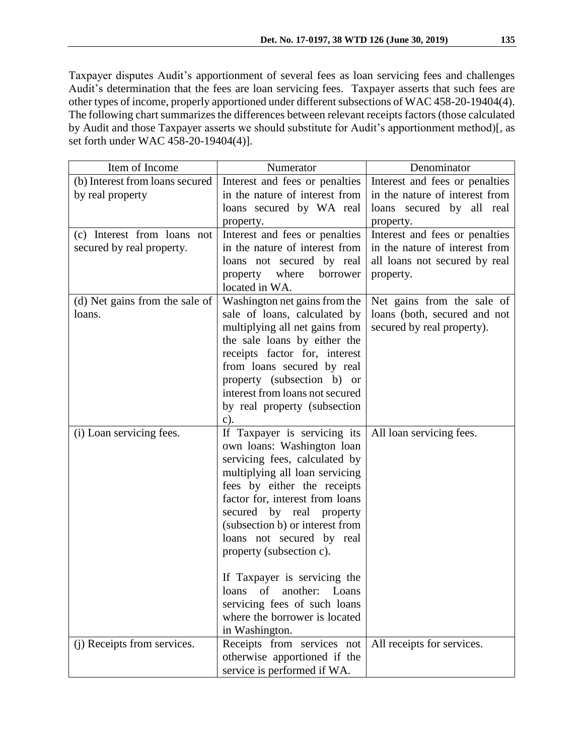Taxpayer disputes Audit's apportionment of several fees as loan servicing fees and challenges Audit's determination that the fees are loan servicing fees. Taxpayer asserts that such fees are other types of income, properly apportioned under different subsections of WAC 458-20-19404(4). The following chart summarizes the differences between relevant receipts factors (those calculated by Audit and those Taxpayer asserts we should substitute for Audit's apportionment method)[, as set forth under WAC 458-20-19404(4)].

| Item of Income | Numerator | Denominator |
|---|---|---|
| (b) Interest from loans secured by real property | Interest and fees or penalties in the nature of interest from loans secured by WA real property. | Interest and fees or penalties in the nature of interest from loans secured by all real property. |
| (c) Interest from loans not secured by real property. | Interest and fees or penalties in the nature of interest from loans not secured by real property where borrower located in WA. | Interest and fees or penalties in the nature of interest from all loans not secured by real property. |
| (d) Net gains from the sale of loans. | Washington net gains from the sale of loans, calculated by multiplying all net gains from the sale loans by either the receipts factor for, interest from loans secured by real property (subsection b) or interest from loans not secured by real property (subsection c). | Net gains from the sale of loans (both, secured and not secured by real property). |
| (i) Loan servicing fees. | If Taxpayer is servicing its own loans: Washington loan servicing fees, calculated by multiplying all loan servicing fees by either the receipts factor for, interest from loans secured by real property (subsection b) or interest from loans not secured by real property (subsection c).<br><br>If Taxpayer is servicing the loans of another: Loans servicing fees of such loans where the borrower is located in Washington. | All loan servicing fees. |
| (j) Receipts from services. | Receipts from services not otherwise apportioned if the service is performed if WA. | All receipts for services. |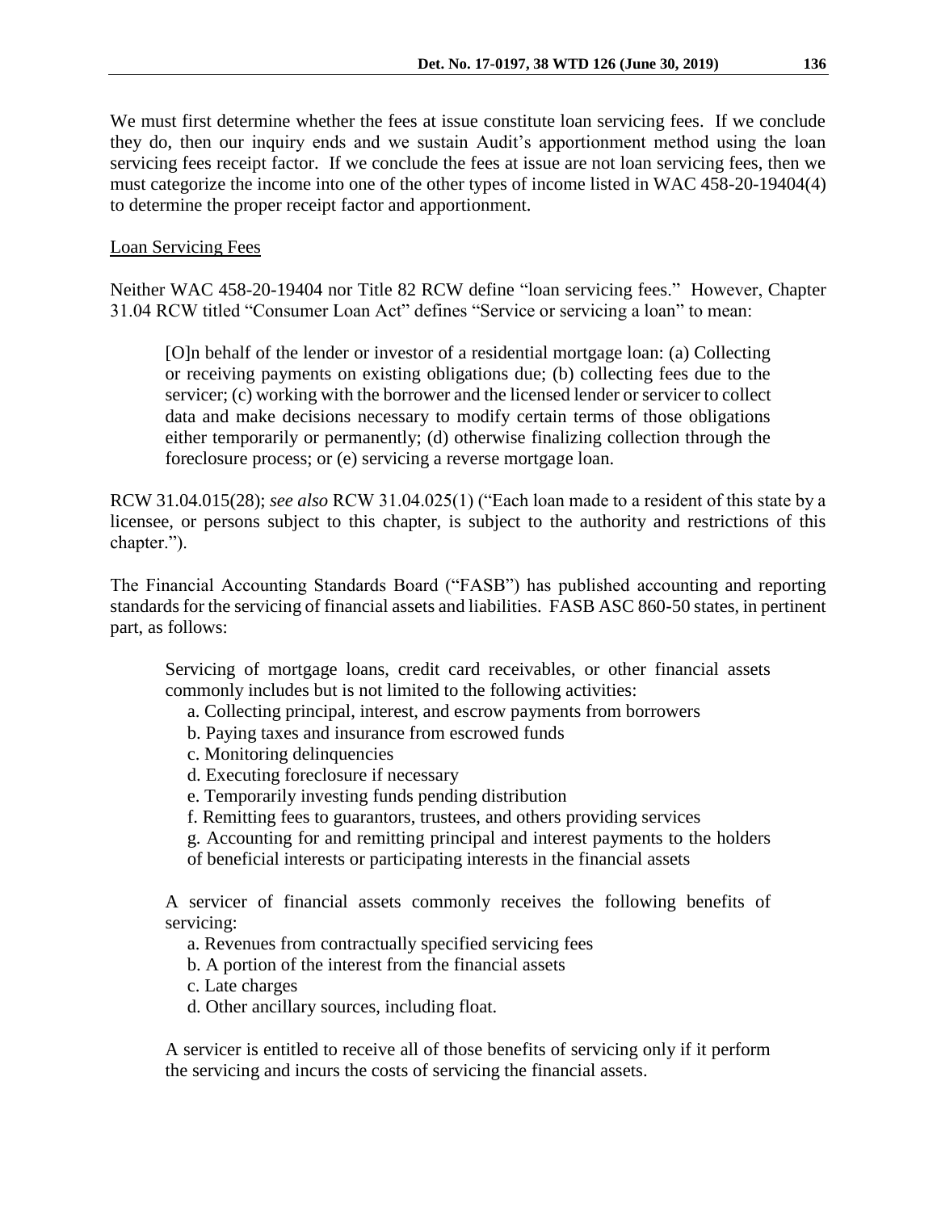We must first determine whether the fees at issue constitute loan servicing fees. If we conclude they do, then our inquiry ends and we sustain Audit's apportionment method using the loan servicing fees receipt factor. If we conclude the fees at issue are not loan servicing fees, then we must categorize the income into one of the other types of income listed in WAC 458-20-19404(4) to determine the proper receipt factor and apportionment.

Loan Servicing Fees

Neither WAC 458-20-19404 nor Title 82 RCW define "loan servicing fees." However, Chapter 31.04 RCW titled "Consumer Loan Act" defines "Service or servicing a loan" to mean:

> [O]n behalf of the lender or investor of a residential mortgage loan: (a) Collecting or receiving payments on existing obligations due; (b) collecting fees due to the servicer; (c) working with the borrower and the licensed lender or servicer to collect data and make decisions necessary to modify certain terms of those obligations either temporarily or permanently; (d) otherwise finalizing collection through the foreclosure process; or (e) servicing a reverse mortgage loan.

RCW 31.04.015(28); *see also* RCW 31.04.025(1) ("Each loan made to a resident of this state by a licensee, or persons subject to this chapter, is subject to the authority and restrictions of this chapter.").

The Financial Accounting Standards Board ("FASB") has published accounting and reporting standards for the servicing of financial assets and liabilities. FASB ASC 860-50 states, in pertinent part, as follows:

> Servicing of mortgage loans, credit card receivables, or other financial assets commonly includes but is not limited to the following activities:
>
> a. Collecting principal, interest, and escrow payments from borrowers
> b. Paying taxes and insurance from escrowed funds
> c. Monitoring delinquencies
> d. Executing foreclosure if necessary
> e. Temporarily investing funds pending distribution
> f. Remitting fees to guarantors, trustees, and others providing services
> g. Accounting for and remitting principal and interest payments to the holders of beneficial interests or participating interests in the financial assets
>
> A servicer of financial assets commonly receives the following benefits of servicing:
>
> a. Revenues from contractually specified servicing fees
> b. A portion of the interest from the financial assets
> c. Late charges
> d. Other ancillary sources, including float.
>
> A servicer is entitled to receive all of those benefits of servicing only if it perform the servicing and incurs the costs of servicing the financial assets.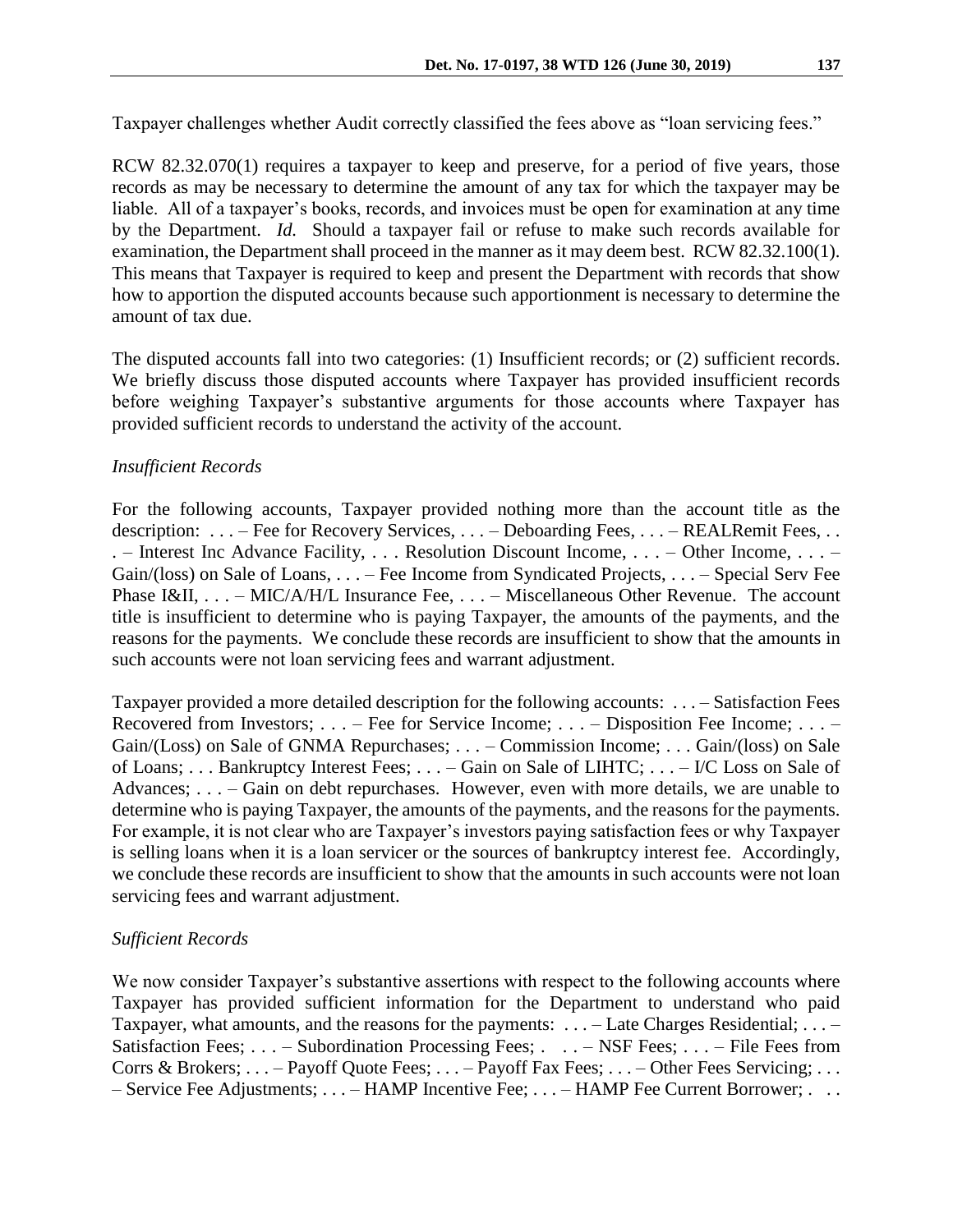Taxpayer challenges whether Audit correctly classified the fees above as "loan servicing fees."

RCW 82.32.070(1) requires a taxpayer to keep and preserve, for a period of five years, those records as may be necessary to determine the amount of any tax for which the taxpayer may be liable. All of a taxpayer's books, records, and invoices must be open for examination at any time by the Department. *Id.* Should a taxpayer fail or refuse to make such records available for examination, the Department shall proceed in the manner as it may deem best. RCW 82.32.100(1). This means that Taxpayer is required to keep and present the Department with records that show how to apportion the disputed accounts because such apportionment is necessary to determine the amount of tax due.

The disputed accounts fall into two categories: (1) Insufficient records; or (2) sufficient records. We briefly discuss those disputed accounts where Taxpayer has provided insufficient records before weighing Taxpayer's substantive arguments for those accounts where Taxpayer has provided sufficient records to understand the activity of the account.

*Insufficient Records*

For the following accounts, Taxpayer provided nothing more than the account title as the description: . . . – Fee for Recovery Services, . . . – Deboarding Fees, . . . – REALRemit Fees, . . . – Interest Inc Advance Facility, . . . Resolution Discount Income, . . . – Other Income, . . . – Gain/(loss) on Sale of Loans, . . . – Fee Income from Syndicated Projects, . . . – Special Serv Fee Phase I&II, . . . – MIC/A/H/L Insurance Fee, . . . – Miscellaneous Other Revenue. The account title is insufficient to determine who is paying Taxpayer, the amounts of the payments, and the reasons for the payments. We conclude these records are insufficient to show that the amounts in such accounts were not loan servicing fees and warrant adjustment.

Taxpayer provided a more detailed description for the following accounts: . . . – Satisfaction Fees Recovered from Investors; . . . – Fee for Service Income; . . . – Disposition Fee Income; . . . – Gain/(Loss) on Sale of GNMA Repurchases; . . . – Commission Income; . . . Gain/(loss) on Sale of Loans; . . . Bankruptcy Interest Fees; . . . – Gain on Sale of LIHTC; . . . – I/C Loss on Sale of Advances; . . . – Gain on debt repurchases. However, even with more details, we are unable to determine who is paying Taxpayer, the amounts of the payments, and the reasons for the payments. For example, it is not clear who are Taxpayer's investors paying satisfaction fees or why Taxpayer is selling loans when it is a loan servicer or the sources of bankruptcy interest fee. Accordingly, we conclude these records are insufficient to show that the amounts in such accounts were not loan servicing fees and warrant adjustment.

*Sufficient Records*

We now consider Taxpayer's substantive assertions with respect to the following accounts where Taxpayer has provided sufficient information for the Department to understand who paid Taxpayer, what amounts, and the reasons for the payments: . . . – Late Charges Residential; . . . – Satisfaction Fees; . . . – Subordination Processing Fees; . . . – NSF Fees; . . . – File Fees from Corrs & Brokers; . . . – Payoff Quote Fees; . . . – Payoff Fax Fees; . . . – Other Fees Servicing; . . . – Service Fee Adjustments; . . . – HAMP Incentive Fee; . . . – HAMP Fee Current Borrower; . . .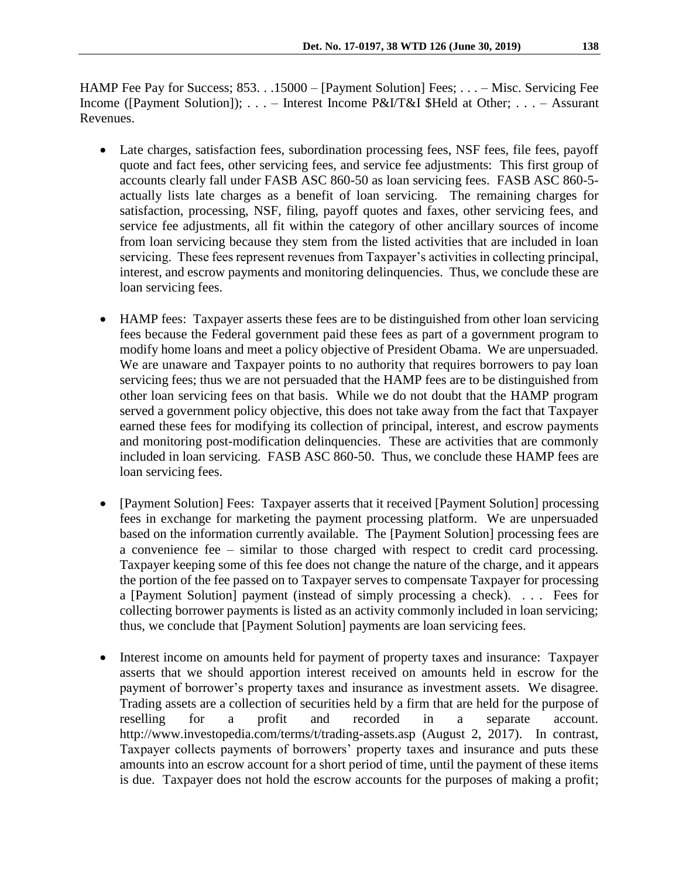HAMP Fee Pay for Success; 853. . .15000 – [Payment Solution] Fees; . . . – Misc. Servicing Fee Income ([Payment Solution]); . . . – Interest Income P&I/T&I $Held at Other; . . . – Assurant Revenues.

- Late charges, satisfaction fees, subordination processing fees, NSF fees, file fees, payoff quote and fact fees, other servicing fees, and service fee adjustments: This first group of accounts clearly fall under FASB ASC 860-50 as loan servicing fees. FASB ASC 860-5- actually lists late charges as a benefit of loan servicing. The remaining charges for satisfaction, processing, NSF, filing, payoff quotes and faxes, other servicing fees, and service fee adjustments, all fit within the category of other ancillary sources of income from loan servicing because they stem from the listed activities that are included in loan servicing. These fees represent revenues from Taxpayer's activities in collecting principal, interest, and escrow payments and monitoring delinquencies. Thus, we conclude these are loan servicing fees.

- HAMP fees: Taxpayer asserts these fees are to be distinguished from other loan servicing fees because the Federal government paid these fees as part of a government program to modify home loans and meet a policy objective of President Obama. We are unpersuaded. We are unaware and Taxpayer points to no authority that requires borrowers to pay loan servicing fees; thus we are not persuaded that the HAMP fees are to be distinguished from other loan servicing fees on that basis. While we do not doubt that the HAMP program served a government policy objective, this does not take away from the fact that Taxpayer earned these fees for modifying its collection of principal, interest, and escrow payments and monitoring post-modification delinquencies. These are activities that are commonly included in loan servicing. FASB ASC 860-50. Thus, we conclude these HAMP fees are loan servicing fees.

- [Payment Solution] Fees: Taxpayer asserts that it received [Payment Solution] processing fees in exchange for marketing the payment processing platform. We are unpersuaded based on the information currently available. The [Payment Solution] processing fees are a convenience fee – similar to those charged with respect to credit card processing. Taxpayer keeping some of this fee does not change the nature of the charge, and it appears the portion of the fee passed on to Taxpayer serves to compensate Taxpayer for processing a [Payment Solution] payment (instead of simply processing a check). . . . Fees for collecting borrower payments is listed as an activity commonly included in loan servicing; thus, we conclude that [Payment Solution] payments are loan servicing fees.

- Interest income on amounts held for payment of property taxes and insurance: Taxpayer asserts that we should apportion interest received on amounts held in escrow for the payment of borrower's property taxes and insurance as investment assets. We disagree. Trading assets are a collection of securities held by a firm that are held for the purpose of reselling for a profit and recorded in a separate account. http://www.investopedia.com/terms/t/trading-assets.asp (August 2, 2017). In contrast, Taxpayer collects payments of borrowers' property taxes and insurance and puts these amounts into an escrow account for a short period of time, until the payment of these items is due. Taxpayer does not hold the escrow accounts for the purposes of making a profit;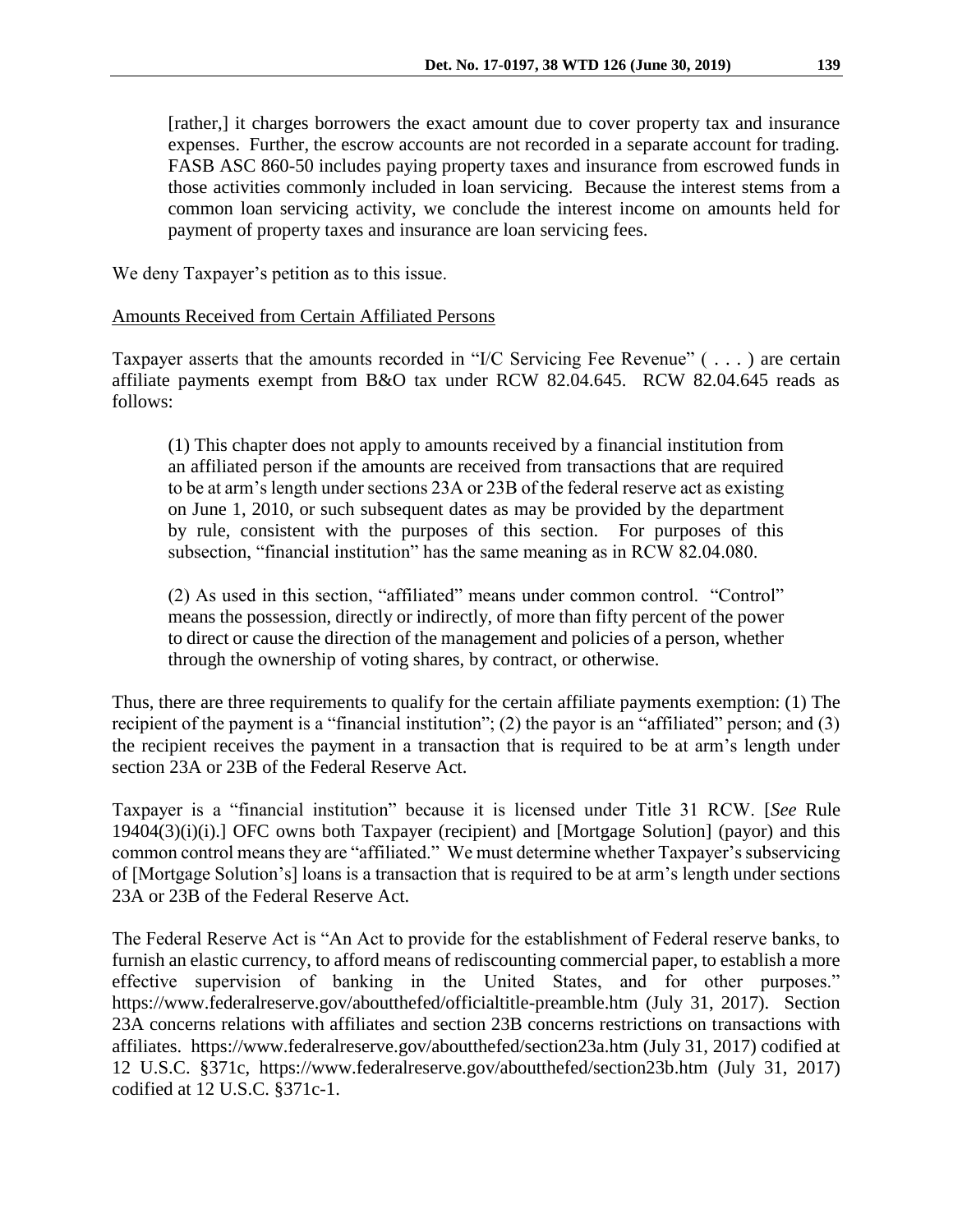> [rather,] it charges borrowers the exact amount due to cover property tax and insurance expenses. Further, the escrow accounts are not recorded in a separate account for trading. FASB ASC 860-50 includes paying property taxes and insurance from escrowed funds in those activities commonly included in loan servicing. Because the interest stems from a common loan servicing activity, we conclude the interest income on amounts held for payment of property taxes and insurance are loan servicing fees.

We deny Taxpayer's petition as to this issue.

<u>Amounts Received from Certain Affiliated Persons</u>

Taxpayer asserts that the amounts recorded in "I/C Servicing Fee Revenue" ( . . . ) are certain affiliate payments exempt from B&O tax under RCW 82.04.645. RCW 82.04.645 reads as follows:

> (1) This chapter does not apply to amounts received by a financial institution from an affiliated person if the amounts are received from transactions that are required to be at arm's length under sections 23A or 23B of the federal reserve act as existing on June 1, 2010, or such subsequent dates as may be provided by the department by rule, consistent with the purposes of this section. For purposes of this subsection, "financial institution" has the same meaning as in RCW 82.04.080.
>
> (2) As used in this section, "affiliated" means under common control. "Control" means the possession, directly or indirectly, of more than fifty percent of the power to direct or cause the direction of the management and policies of a person, whether through the ownership of voting shares, by contract, or otherwise.

Thus, there are three requirements to qualify for the certain affiliate payments exemption: (1) The recipient of the payment is a "financial institution"; (2) the payor is an "affiliated" person; and (3) the recipient receives the payment in a transaction that is required to be at arm's length under section 23A or 23B of the Federal Reserve Act.

Taxpayer is a "financial institution" because it is licensed under Title 31 RCW. [*See* Rule 19404(3)(i)(i).] OFC owns both Taxpayer (recipient) and [Mortgage Solution] (payor) and this common control means they are "affiliated." We must determine whether Taxpayer's subservicing of [Mortgage Solution's] loans is a transaction that is required to be at arm's length under sections 23A or 23B of the Federal Reserve Act.

The Federal Reserve Act is "An Act to provide for the establishment of Federal reserve banks, to furnish an elastic currency, to afford means of rediscounting commercial paper, to establish a more effective supervision of banking in the United States, and for other purposes." https://www.federalreserve.gov/aboutthefed/officialtitle-preamble.htm (July 31, 2017). Section 23A concerns relations with affiliates and section 23B concerns restrictions on transactions with affiliates. https://www.federalreserve.gov/aboutthefed/section23a.htm (July 31, 2017) codified at 12 U.S.C. §371c, https://www.federalreserve.gov/aboutthefed/section23b.htm (July 31, 2017) codified at 12 U.S.C. §371c-1.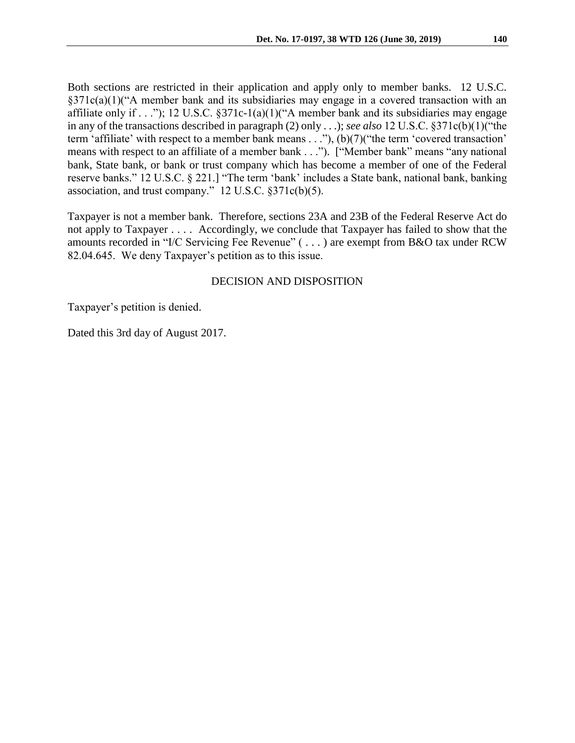Both sections are restricted in their application and apply only to member banks. 12 U.S.C. §371c(a)(1)("A member bank and its subsidiaries may engage in a covered transaction with an affiliate only if . . ."); 12 U.S.C. §371c-1(a)(1)("A member bank and its subsidiaries may engage in any of the transactions described in paragraph (2) only . . .); *see also* 12 U.S.C. §371c(b)(1)("the term 'affiliate' with respect to a member bank means . . ."), (b)(7)("the term 'covered transaction' means with respect to an affiliate of a member bank . . ."). ["Member bank" means "any national bank, State bank, or bank or trust company which has become a member of one of the Federal reserve banks." 12 U.S.C. § 221.] "The term 'bank' includes a State bank, national bank, banking association, and trust company." 12 U.S.C. §371c(b)(5).

Taxpayer is not a member bank. Therefore, sections 23A and 23B of the Federal Reserve Act do not apply to Taxpayer . . . . Accordingly, we conclude that Taxpayer has failed to show that the amounts recorded in "I/C Servicing Fee Revenue" ( . . . ) are exempt from B&O tax under RCW 82.04.645. We deny Taxpayer's petition as to this issue.

## DECISION AND DISPOSITION

Taxpayer's petition is denied.

Dated this 3rd day of August 2017.